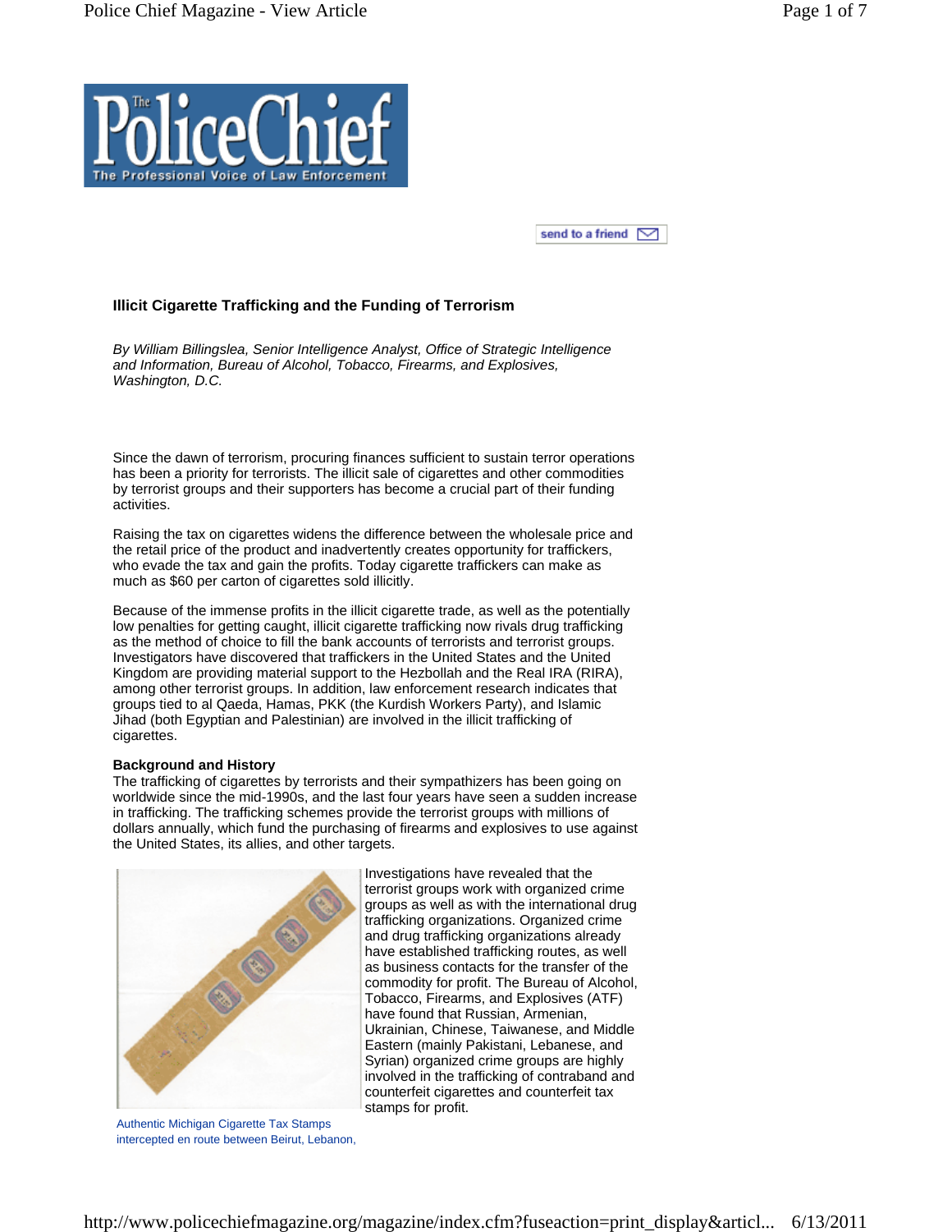### Illicit Cigarette Trafficking and the Funding of Terrorism

*By William Billingslea, Senior Intelligence Analyst, Office of Strategic Intelligence and Information, Bureau of Alcohol, Tobacco, Firearms, and Explosives, Washington, D.C.*

Since the dawn of terrorism, procuring finances sufficient to sustain terror operations has been a priority for terrorists. The illicit sale of cigarettes and other commodities by terrorist groups and their supporters has become a crucial part of their funding activities.

Raising the tax on cigarettes widens the difference between the wholesale price and the retail price of the product and inadvertently creates opportunity for traffickers, who evade the tax and gain the profits. Today cigarette traffickers can make as much as $60 per carton of cigarettes sold illicitly.

Because of the immense profits in the illicit cigarette trade, as well as the potentially low penalties for getting caught, illicit cigarette trafficking now rivals drug trafficking as the method of choice to fill the bank accounts of terrorists and terrorist groups. Investigators have discovered that traffickers in the United States and the United Kingdom are providing material support to the Hezbollah and the Real IRA (RIRA), among other terrorist groups. In addition, law enforcement research indicates that groups tied to al Qaeda, Hamas, PKK (the Kurdish Workers Party), and Islamic Jihad (both Egyptian and Palestinian) are involved in the illicit trafficking of cigarettes.

**Background and History**

The trafficking of cigarettes by terrorists and their sympathizers has been going on worldwide since the mid-1990s, and the last four years have seen a sudden increase in trafficking. The trafficking schemes provide the terrorist groups with millions of dollars annually, which fund the purchasing of firearms and explosives to use against the United States, its allies, and other targets.

Investigations have revealed that the terrorist groups work with organized crime groups as well as with the international drug trafficking organizations. Organized crime and drug trafficking organizations already have established trafficking routes, as well as business contacts for the transfer of the commodity for profit. The Bureau of Alcohol, Tobacco, Firearms, and Explosives (ATF) have found that Russian, Armenian, Ukrainian, Chinese, Taiwanese, and Middle Eastern (mainly Pakistani, Lebanese, and Syrian) organized crime groups are highly involved in the trafficking of contraband and counterfeit cigarettes and counterfeit tax stamps for profit.

Authentic Michigan Cigarette Tax Stamps intercepted en route between Beirut, Lebanon,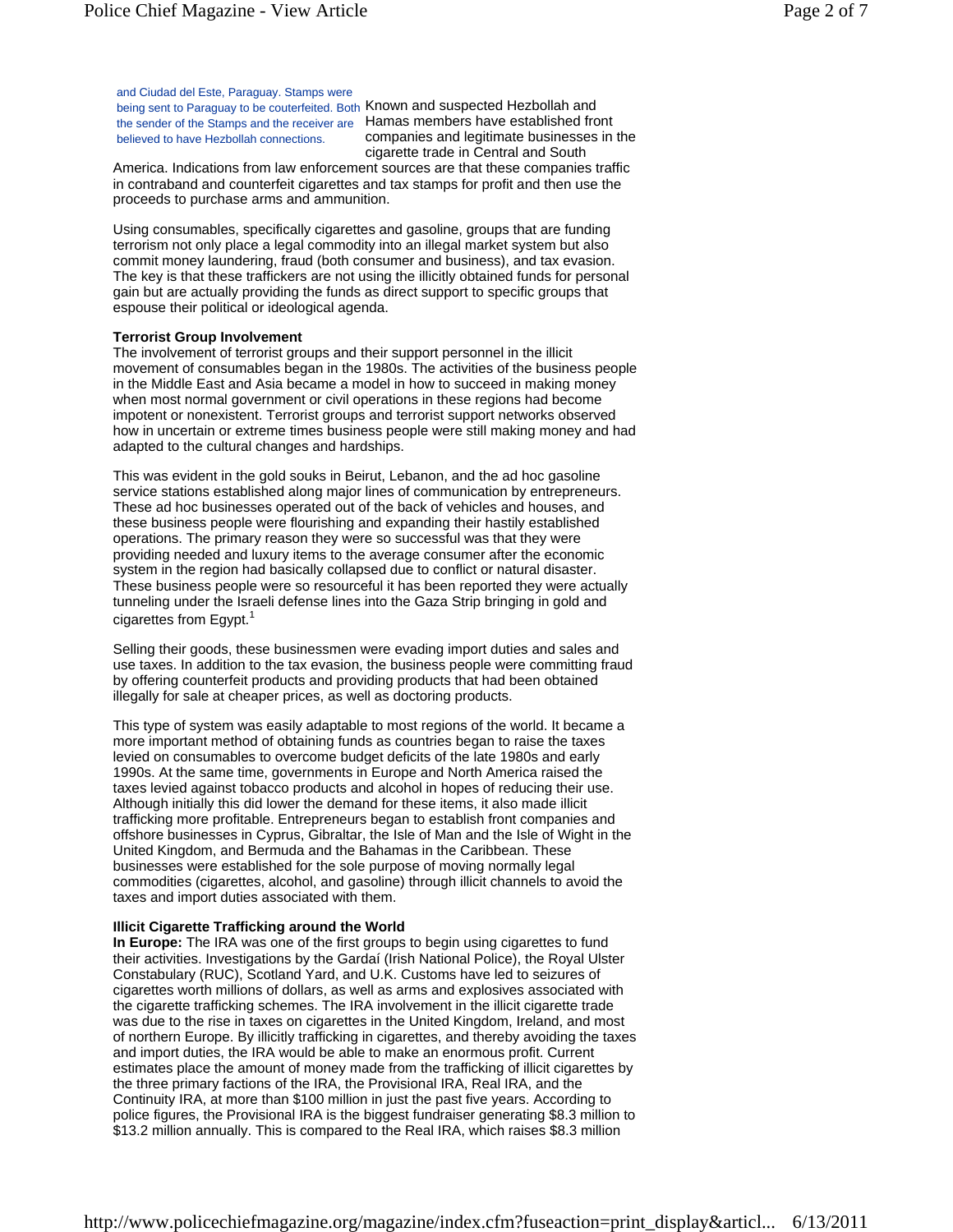and Ciudad del Este, Paraguay. Stamps were being sent to Paraguay to be couterfeited. Both the sender of the Stamps and the receiver are believed to have Hezbollah connections.

Known and suspected Hezbollah and Hamas members have established front companies and legitimate businesses in the cigarette trade in Central and South America. Indications from law enforcement sources are that these companies traffic in contraband and counterfeit cigarettes and tax stamps for profit and then use the proceeds to purchase arms and ammunition.

Using consumables, specifically cigarettes and gasoline, groups that are funding terrorism not only place a legal commodity into an illegal market system but also commit money laundering, fraud (both consumer and business), and tax evasion. The key is that these traffickers are not using the illicitly obtained funds for personal gain but are actually providing the funds as direct support to specific groups that espouse their political or ideological agenda.

**Terrorist Group Involvement**

The involvement of terrorist groups and their support personnel in the illicit movement of consumables began in the 1980s. The activities of the business people in the Middle East and Asia became a model in how to succeed in making money when most normal government or civil operations in these regions had become impotent or nonexistent. Terrorist groups and terrorist support networks observed how in uncertain or extreme times business people were still making money and had adapted to the cultural changes and hardships.

This was evident in the gold souks in Beirut, Lebanon, and the ad hoc gasoline service stations established along major lines of communication by entrepreneurs. These ad hoc businesses operated out of the back of vehicles and houses, and these business people were flourishing and expanding their hastily established operations. The primary reason they were so successful was that they were providing needed and luxury items to the average consumer after the economic system in the region had basically collapsed due to conflict or natural disaster. These business people were so resourceful it has been reported they were actually tunneling under the Israeli defense lines into the Gaza Strip bringing in gold and cigarettes from Egypt.[1]

Selling their goods, these businessmen were evading import duties and sales and use taxes. In addition to the tax evasion, the business people were committing fraud by offering counterfeit products and providing products that had been obtained illegally for sale at cheaper prices, as well as doctoring products.

This type of system was easily adaptable to most regions of the world. It became a more important method of obtaining funds as countries began to raise the taxes levied on consumables to overcome budget deficits of the late 1980s and early 1990s. At the same time, governments in Europe and North America raised the taxes levied against tobacco products and alcohol in hopes of reducing their use. Although initially this did lower the demand for these items, it also made illicit trafficking more profitable. Entrepreneurs began to establish front companies and offshore businesses in Cyprus, Gibraltar, the Isle of Man and the Isle of Wight in the United Kingdom, and Bermuda and the Bahamas in the Caribbean. These businesses were established for the sole purpose of moving normally legal commodities (cigarettes, alcohol, and gasoline) through illicit channels to avoid the taxes and import duties associated with them.

**Illicit Cigarette Trafficking around the World**

**In Europe:** The IRA was one of the first groups to begin using cigarettes to fund their activities. Investigations by the Gardaí (Irish National Police), the Royal Ulster Constabulary (RUC), Scotland Yard, and U.K. Customs have led to seizures of cigarettes worth millions of dollars, as well as arms and explosives associated with the cigarette trafficking schemes. The IRA involvement in the illicit cigarette trade was due to the rise in taxes on cigarettes in the United Kingdom, Ireland, and most of northern Europe. By illicitly trafficking in cigarettes, and thereby avoiding the taxes and import duties, the IRA would be able to make an enormous profit. Current estimates place the amount of money made from the trafficking of illicit cigarettes by the three primary factions of the IRA, the Provisional IRA, Real IRA, and the Continuity IRA, at more than $100 million in just the past five years. According to police figures, the Provisional IRA is the biggest fundraiser generating $8.3 million to $13.2 million annually. This is compared to the Real IRA, which raises $8.3 million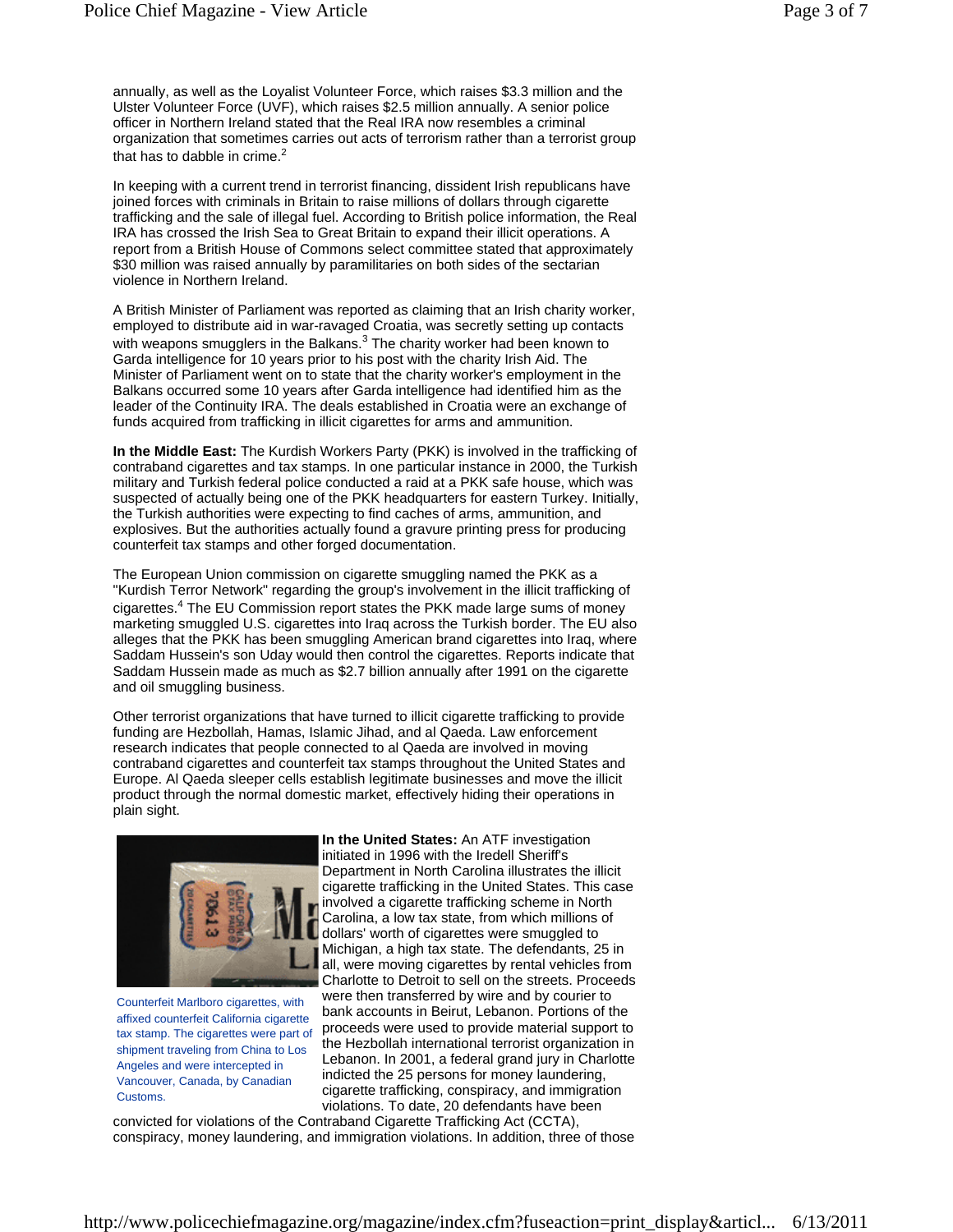annually, as well as the Loyalist Volunteer Force, which raises $3.3 million and the Ulster Volunteer Force (UVF), which raises $2.5 million annually. A senior police officer in Northern Ireland stated that the Real IRA now resembles a criminal organization that sometimes carries out acts of terrorism rather than a terrorist group that has to dabble in crime.[2]

In keeping with a current trend in terrorist financing, dissident Irish republicans have joined forces with criminals in Britain to raise millions of dollars through cigarette trafficking and the sale of illegal fuel. According to British police information, the Real IRA has crossed the Irish Sea to Great Britain to expand their illicit operations. A report from a British House of Commons select committee stated that approximately $30 million was raised annually by paramilitaries on both sides of the sectarian violence in Northern Ireland.

A British Minister of Parliament was reported as claiming that an Irish charity worker, employed to distribute aid in war-ravaged Croatia, was secretly setting up contacts with weapons smugglers in the Balkans.[3] The charity worker had been known to Garda intelligence for 10 years prior to his post with the charity Irish Aid. The Minister of Parliament went on to state that the charity worker's employment in the Balkans occurred some 10 years after Garda intelligence had identified him as the leader of the Continuity IRA. The deals established in Croatia were an exchange of funds acquired from trafficking in illicit cigarettes for arms and ammunition.

**In the Middle East:** The Kurdish Workers Party (PKK) is involved in the trafficking of contraband cigarettes and tax stamps. In one particular instance in 2000, the Turkish military and Turkish federal police conducted a raid at a PKK safe house, which was suspected of actually being one of the PKK headquarters for eastern Turkey. Initially, the Turkish authorities were expecting to find caches of arms, ammunition, and explosives. But the authorities actually found a gravure printing press for producing counterfeit tax stamps and other forged documentation.

The European Union commission on cigarette smuggling named the PKK as a "Kurdish Terror Network" regarding the group's involvement in the illicit trafficking of cigarettes.[4] The EU Commission report states the PKK made large sums of money marketing smuggled U.S. cigarettes into Iraq across the Turkish border. The EU also alleges that the PKK has been smuggling American brand cigarettes into Iraq, where Saddam Hussein's son Uday would then control the cigarettes. Reports indicate that Saddam Hussein made as much as $2.7 billion annually after 1991 on the cigarette and oil smuggling business.

Other terrorist organizations that have turned to illicit cigarette trafficking to provide funding are Hezbollah, Hamas, Islamic Jihad, and al Qaeda. Law enforcement research indicates that people connected to al Qaeda are involved in moving contraband cigarettes and counterfeit tax stamps throughout the United States and Europe. Al Qaeda sleeper cells establish legitimate businesses and move the illicit product through the normal domestic market, effectively hiding their operations in plain sight.

Counterfeit Marlboro cigarettes, with affixed counterfeit California cigarette tax stamp. The cigarettes were part of shipment traveling from China to Los Angeles and were intercepted in Vancouver, Canada, by Canadian Customs.

**In the United States:** An ATF investigation initiated in 1996 with the Iredell Sheriff's Department in North Carolina illustrates the illicit cigarette trafficking in the United States. This case involved a cigarette trafficking scheme in North Carolina, a low tax state, from which millions of dollars' worth of cigarettes were smuggled to Michigan, a high tax state. The defendants, 25 in all, were moving cigarettes by rental vehicles from Charlotte to Detroit to sell on the streets. Proceeds were then transferred by wire and by courier to bank accounts in Beirut, Lebanon. Portions of the proceeds were used to provide material support to the Hezbollah international terrorist organization in Lebanon. In 2001, a federal grand jury in Charlotte indicted the 25 persons for money laundering, cigarette trafficking, conspiracy, and immigration violations. To date, 20 defendants have been convicted for violations of the Contraband Cigarette Trafficking Act (CCTA), conspiracy, money laundering, and immigration violations. In addition, three of those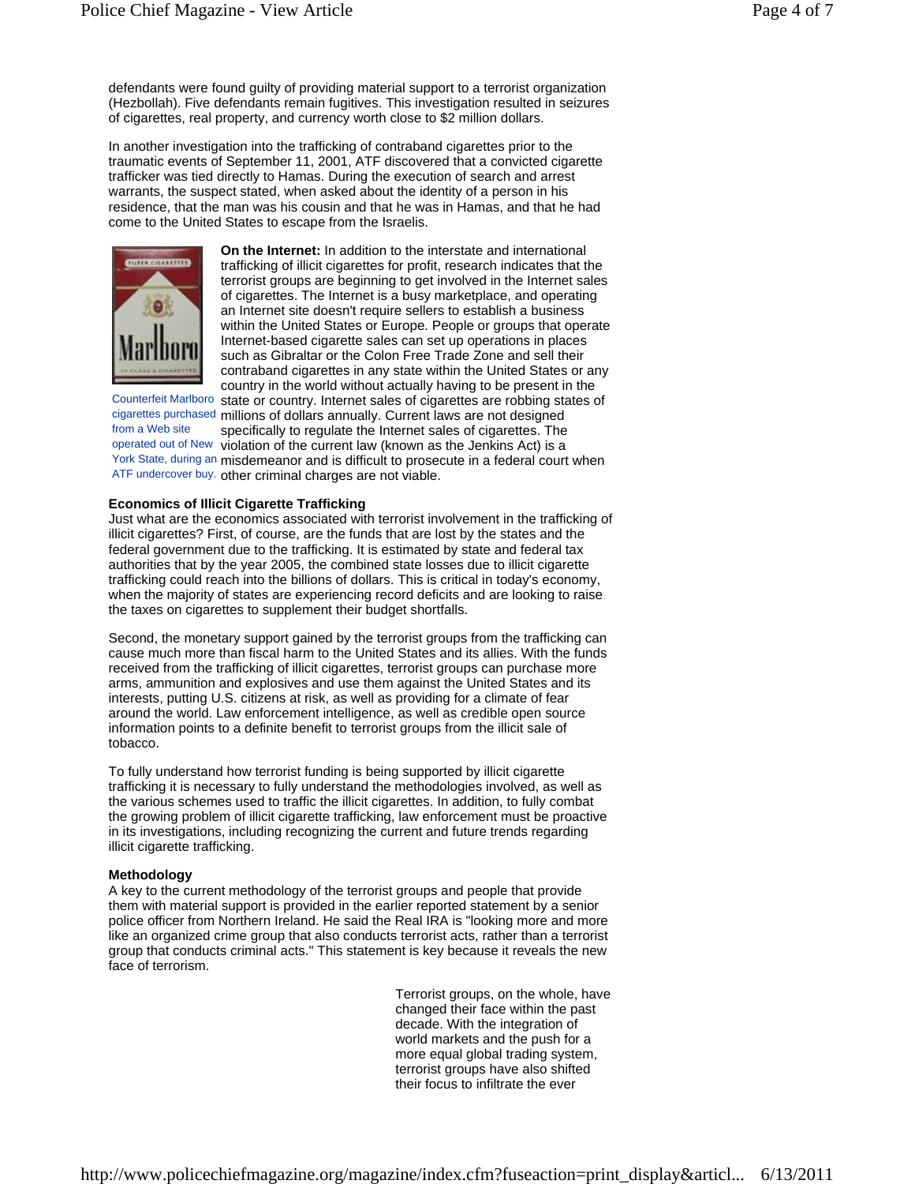defendants were found guilty of providing material support to a terrorist organization (Hezbollah). Five defendants remain fugitives. This investigation resulted in seizures of cigarettes, real property, and currency worth close to $2 million dollars.

In another investigation into the trafficking of contraband cigarettes prior to the traumatic events of September 11, 2001, ATF discovered that a convicted cigarette trafficker was tied directly to Hamas. During the execution of search and arrest warrants, the suspect stated, when asked about the identity of a person in his residence, that the man was his cousin and that he was in Hamas, and that he had come to the United States to escape from the Israelis.

Counterfeit Marlboro cigarettes purchased from a Web site operated out of New York State, during an ATF undercover buy.

**On the Internet:** In addition to the interstate and international trafficking of illicit cigarettes for profit, research indicates that the terrorist groups are beginning to get involved in the Internet sales of cigarettes. The Internet is a busy marketplace, and operating an Internet site doesn't require sellers to establish a business within the United States or Europe. People or groups that operate Internet-based cigarette sales can set up operations in places such as Gibraltar or the Colon Free Trade Zone and sell their contraband cigarettes in any state within the United States or any country in the world without actually having to be present in the state or country. Internet sales of cigarettes are robbing states of millions of dollars annually. Current laws are not designed specifically to regulate the Internet sales of cigarettes. The violation of the current law (known as the Jenkins Act) is a misdemeanor and is difficult to prosecute in a federal court when other criminal charges are not viable.

**Economics of Illicit Cigarette Trafficking**

Just what are the economics associated with terrorist involvement in the trafficking of illicit cigarettes? First, of course, are the funds that are lost by the states and the federal government due to the trafficking. It is estimated by state and federal tax authorities that by the year 2005, the combined state losses due to illicit cigarette trafficking could reach into the billions of dollars. This is critical in today's economy, when the majority of states are experiencing record deficits and are looking to raise the taxes on cigarettes to supplement their budget shortfalls.

Second, the monetary support gained by the terrorist groups from the trafficking can cause much more than fiscal harm to the United States and its allies. With the funds received from the trafficking of illicit cigarettes, terrorist groups can purchase more arms, ammunition and explosives and use them against the United States and its interests, putting U.S. citizens at risk, as well as providing for a climate of fear around the world. Law enforcement intelligence, as well as credible open source information points to a definite benefit to terrorist groups from the illicit sale of tobacco.

To fully understand how terrorist funding is being supported by illicit cigarette trafficking it is necessary to fully understand the methodologies involved, as well as the various schemes used to traffic the illicit cigarettes. In addition, to fully combat the growing problem of illicit cigarette trafficking, law enforcement must be proactive in its investigations, including recognizing the current and future trends regarding illicit cigarette trafficking.

**Methodology**

A key to the current methodology of the terrorist groups and people that provide them with material support is provided in the earlier reported statement by a senior police officer from Northern Ireland. He said the Real IRA is "looking more and more like an organized crime group that also conducts terrorist acts, rather than a terrorist group that conducts criminal acts." This statement is key because it reveals the new face of terrorism.

Terrorist groups, on the whole, have changed their face within the past decade. With the integration of world markets and the push for a more equal global trading system, terrorist groups have also shifted their focus to infiltrate the ever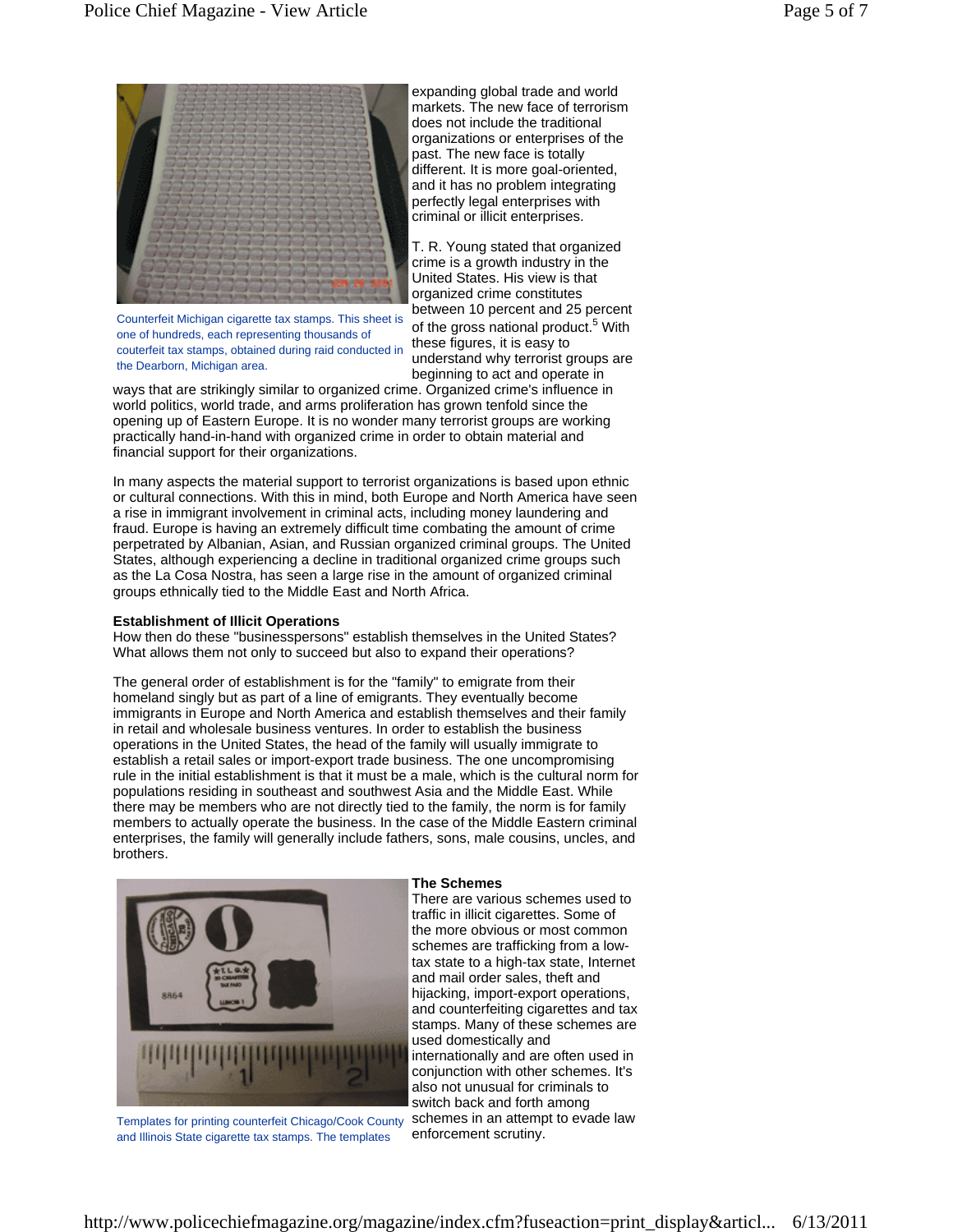Counterfeit Michigan cigarette tax stamps. This sheet is one of hundreds, each representing thousands of couterfeit tax stamps, obtained during raid conducted in the Dearborn, Michigan area.

expanding global trade and world markets. The new face of terrorism does not include the traditional organizations or enterprises of the past. The new face is totally different. It is more goal-oriented, and it has no problem integrating perfectly legal enterprises with criminal or illicit enterprises.

T. R. Young stated that organized crime is a growth industry in the United States. His view is that organized crime constitutes between 10 percent and 25 percent of the gross national product.[5] With these figures, it is easy to understand why terrorist groups are beginning to act and operate in ways that are strikingly similar to organized crime. Organized crime's influence in world politics, world trade, and arms proliferation has grown tenfold since the opening up of Eastern Europe. It is no wonder many terrorist groups are working practically hand-in-hand with organized crime in order to obtain material and financial support for their organizations.

In many aspects the material support to terrorist organizations is based upon ethnic or cultural connections. With this in mind, both Europe and North America have seen a rise in immigrant involvement in criminal acts, including money laundering and fraud. Europe is having an extremely difficult time combating the amount of crime perpetrated by Albanian, Asian, and Russian organized criminal groups. The United States, although experiencing a decline in traditional organized crime groups such as the La Cosa Nostra, has seen a large rise in the amount of organized criminal groups ethnically tied to the Middle East and North Africa.

**Establishment of Illicit Operations**
How then do these "businesspersons" establish themselves in the United States? What allows them not only to succeed but also to expand their operations?

The general order of establishment is for the "family" to emigrate from their homeland singly but as part of a line of emigrants. They eventually become immigrants in Europe and North America and establish themselves and their family in retail and wholesale business ventures. In order to establish the business operations in the United States, the head of the family will usually immigrate to establish a retail sales or import-export trade business. The one uncompromising rule in the initial establishment is that it must be a male, which is the cultural norm for populations residing in southeast and southwest Asia and the Middle East. While there may be members who are not directly tied to the family, the norm is for family members to actually operate the business. In the case of the Middle Eastern criminal enterprises, the family will generally include fathers, sons, male cousins, uncles, and brothers.

Templates for printing counterfeit Chicago/Cook County and Illinois State cigarette tax stamps. The templates

**The Schemes**
There are various schemes used to traffic in illicit cigarettes. Some of the more obvious or most common schemes are trafficking from a low-tax state to a high-tax state, Internet and mail order sales, theft and hijacking, import-export operations, and counterfeiting cigarettes and tax stamps. Many of these schemes are used domestically and internationally and are often used in conjunction with other schemes. It's also not unusual for criminals to switch back and forth among schemes in an attempt to evade law enforcement scrutiny.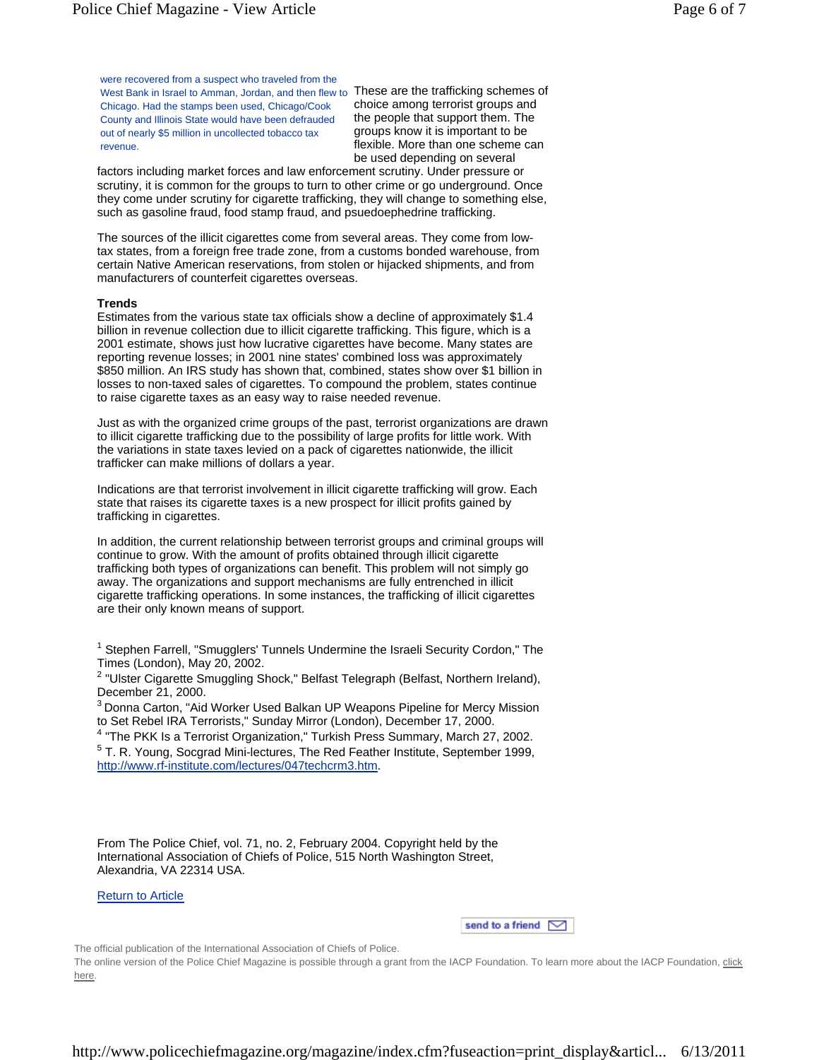were recovered from a suspect who traveled from the West Bank in Israel to Amman, Jordan, and then flew to Chicago. Had the stamps been used, Chicago/Cook County and Illinois State would have been defrauded out of nearly $5 million in uncollected tobacco tax revenue.

These are the trafficking schemes of choice among terrorist groups and the people that support them. The groups know it is important to be flexible. More than one scheme can be used depending on several factors including market forces and law enforcement scrutiny. Under pressure or scrutiny, it is common for the groups to turn to other crime or go underground. Once they come under scrutiny for cigarette trafficking, they will change to something else, such as gasoline fraud, food stamp fraud, and psuedoephedrine trafficking.

The sources of the illicit cigarettes come from several areas. They come from low-tax states, from a foreign free trade zone, from a customs bonded warehouse, from certain Native American reservations, from stolen or hijacked shipments, and from manufacturers of counterfeit cigarettes overseas.

**Trends**

Estimates from the various state tax officials show a decline of approximately $1.4 billion in revenue collection due to illicit cigarette trafficking. This figure, which is a 2001 estimate, shows just how lucrative cigarettes have become. Many states are reporting revenue losses; in 2001 nine states' combined loss was approximately $850 million. An IRS study has shown that, combined, states show over $1 billion in losses to non-taxed sales of cigarettes. To compound the problem, states continue to raise cigarette taxes as an easy way to raise needed revenue.

Just as with the organized crime groups of the past, terrorist organizations are drawn to illicit cigarette trafficking due to the possibility of large profits for little work. With the variations in state taxes levied on a pack of cigarettes nationwide, the illicit trafficker can make millions of dollars a year.

Indications are that terrorist involvement in illicit cigarette trafficking will grow. Each state that raises its cigarette taxes is a new prospect for illicit profits gained by trafficking in cigarettes.

In addition, the current relationship between terrorist groups and criminal groups will continue to grow. With the amount of profits obtained through illicit cigarette trafficking both types of organizations can benefit. This problem will not simply go away. The organizations and support mechanisms are fully entrenched in illicit cigarette trafficking operations. In some instances, the trafficking of illicit cigarettes are their only known means of support.

[1] Stephen Farrell, "Smugglers' Tunnels Undermine the Israeli Security Cordon," The Times (London), May 20, 2002.
[2] "Ulster Cigarette Smuggling Shock," Belfast Telegraph (Belfast, Northern Ireland), December 21, 2000.
[3] Donna Carton, "Aid Worker Used Balkan UP Weapons Pipeline for Mercy Mission to Set Rebel IRA Terrorists," Sunday Mirror (London), December 17, 2000.
[4] "The PKK Is a Terrorist Organization," Turkish Press Summary, March 27, 2002.
[5] T. R. Young, Socgrad Mini-lectures, The Red Feather Institute, September 1999, http://www.rf-institute.com/lectures/047techcrm3.htm.

From The Police Chief, vol. 71, no. 2, February 2004. Copyright held by the International Association of Chiefs of Police, 515 North Washington Street, Alexandria, VA 22314 USA.

Return to Article

send to a friend

The official publication of the International Association of Chiefs of Police.
The online version of the Police Chief Magazine is possible through a grant from the IACP Foundation. To learn more about the IACP Foundation, click here.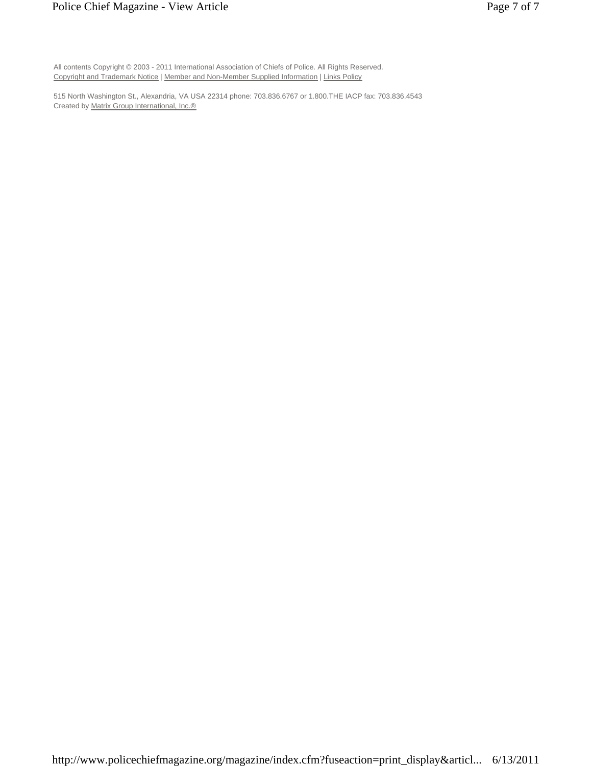All contents Copyright © 2003 - 2011 International Association of Chiefs of Police. All Rights Reserved.
Copyright and Trademark Notice | Member and Non-Member Supplied Information | Links Policy

515 North Washington St., Alexandria, VA USA 22314 phone: 703.836.6767 or 1.800.THE IACP fax: 703.836.4543
Created by Matrix Group International, Inc.®